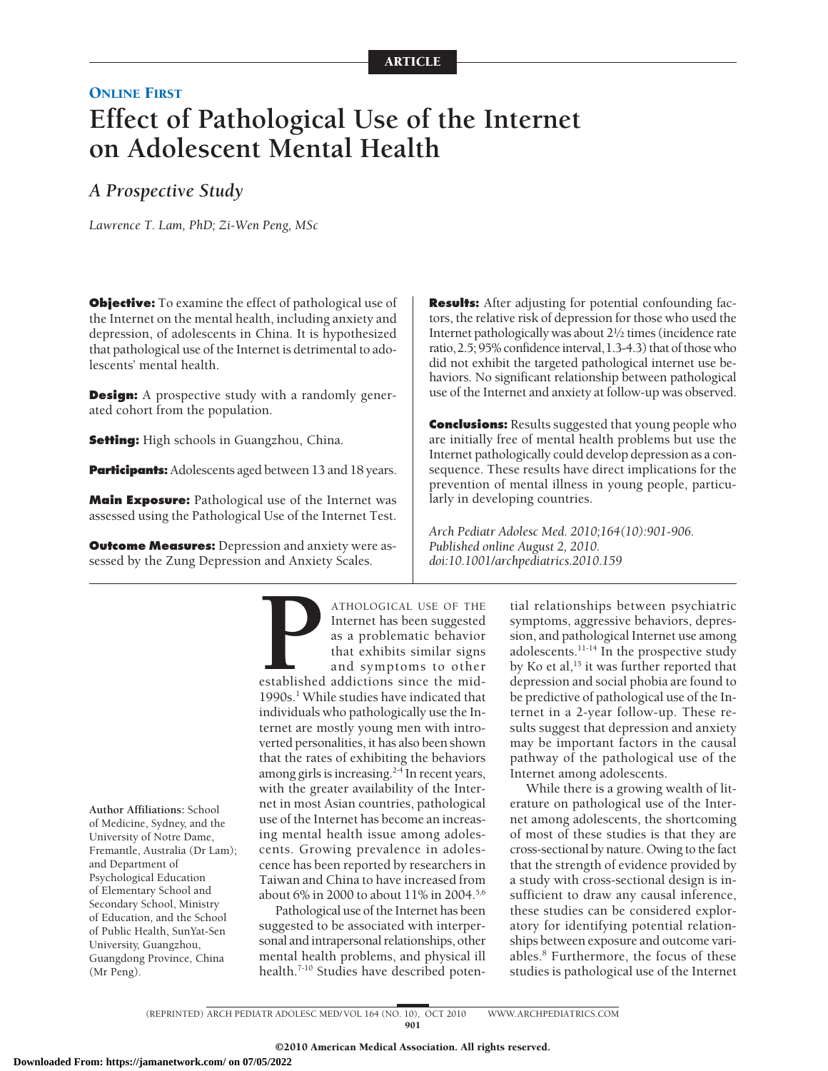ARTICLE

ONLINE FIRST

# Effect of Pathological Use of the Internet on Adolescent Mental Health

## A Prospective Study

*Lawrence T. Lam, PhD; Zi-Wen Peng, MSc*

**Objective:** To examine the effect of pathological use of the Internet on the mental health, including anxiety and depression, of adolescents in China. It is hypothesized that pathological use of the Internet is detrimental to adolescents' mental health.

**Design:** A prospective study with a randomly generated cohort from the population.

**Setting:** High schools in Guangzhou, China.

**Participants:** Adolescents aged between 13 and 18 years.

**Main Exposure:** Pathological use of the Internet was assessed using the Pathological Use of the Internet Test.

**Outcome Measures:** Depression and anxiety were assessed by the Zung Depression and Anxiety Scales.

**Results:** After adjusting for potential confounding factors, the relative risk of depression for those who used the Internet pathologically was about 2½ times (incidence rate ratio, 2.5; 95% confidence interval, 1.3-4.3) that of those who did not exhibit the targeted pathological internet use behaviors. No significant relationship between pathological use of the Internet and anxiety at follow-up was observed.

**Conclusions:** Results suggested that young people who are initially free of mental health problems but use the Internet pathologically could develop depression as a consequence. These results have direct implications for the prevention of mental illness in young people, particularly in developing countries.

*Arch Pediatr Adolesc Med. 2010;164(10):901-906. Published online August 2, 2010. doi:10.1001/archpediatrics.2010.159*

Author Affiliations: School of Medicine, Sydney, and the University of Notre Dame, Fremantle, Australia (Dr Lam); and Department of Psychological Education of Elementary School and Secondary School, Ministry of Education, and the School of Public Health, SunYat-Sen University, Guangzhou, Guangdong Province, China (Mr Peng).

PATHOLOGICAL USE OF THE Internet has been suggested as a problematic behavior that exhibits similar signs and symptoms to other established addictions since the mid-1990s.[1] While studies have indicated that individuals who pathologically use the Internet are mostly young men with introverted personalities, it has also been shown that the rates of exhibiting the behaviors among girls is increasing.[2-4] In recent years, with the greater availability of the Internet in most Asian countries, pathological use of the Internet has become an increasing mental health issue among adolescents. Growing prevalence in adolescence has been reported by researchers in Taiwan and China to have increased from about 6% in 2000 to about 11% in 2004.[5,6]

Pathological use of the Internet has been suggested to be associated with interpersonal and intrapersonal relationships, other mental health problems, and physical ill health.[7-10] Studies have described potential relationships between psychiatric symptoms, aggressive behaviors, depression, and pathological Internet use among adolescents.[11-14] In the prospective study by Ko et al,[15] it was further reported that depression and social phobia are found to be predictive of pathological use of the Internet in a 2-year follow-up. These results suggest that depression and anxiety may be important factors in the causal pathway of the pathological use of the Internet among adolescents.

While there is a growing wealth of literature on pathological use of the Internet among adolescents, the shortcoming of most of these studies is that they are cross-sectional by nature. Owing to the fact that the strength of evidence provided by a study with cross-sectional design is insufficient to draw any causal inference, these studies can be considered exploratory for identifying potential relationships between exposure and outcome variables.[8] Furthermore, the focus of these studies is pathological use of the Internet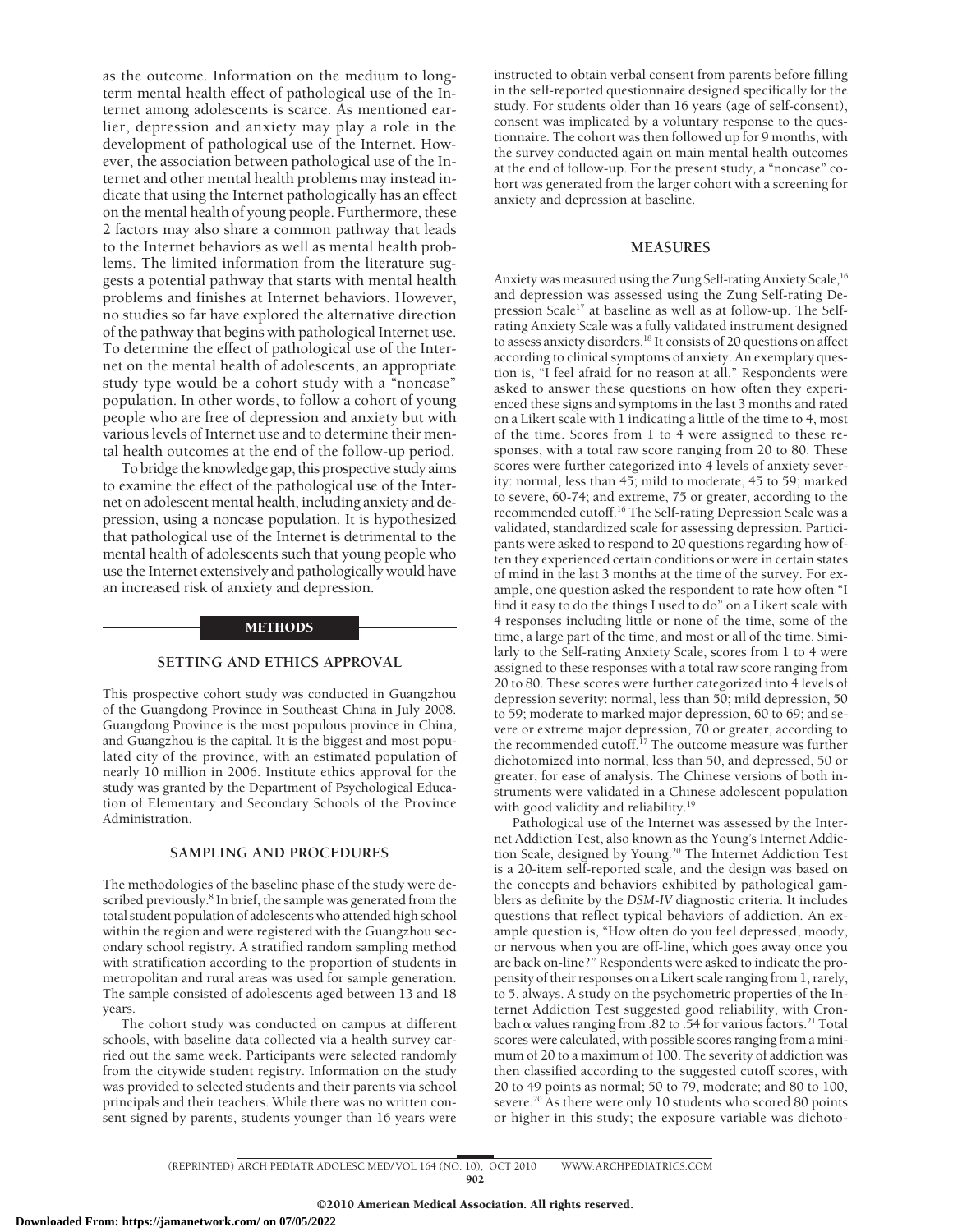as the outcome. Information on the medium to long-term mental health effect of pathological use of the Internet among adolescents is scarce. As mentioned earlier, depression and anxiety may play a role in the development of pathological use of the Internet. However, the association between pathological use of the Internet and other mental health problems may instead indicate that using the Internet pathologically has an effect on the mental health of young people. Furthermore, these 2 factors may also share a common pathway that leads to the Internet behaviors as well as mental health problems. The limited information from the literature suggests a potential pathway that starts with mental health problems and finishes at Internet behaviors. However, no studies so far have explored the alternative direction of the pathway that begins with pathological Internet use. To determine the effect of pathological use of the Internet on the mental health of adolescents, an appropriate study type would be a cohort study with a "noncase" population. In other words, to follow a cohort of young people who are free of depression and anxiety but with various levels of Internet use and to determine their mental health outcomes at the end of the follow-up period.

To bridge the knowledge gap, this prospective study aims to examine the effect of the pathological use of the Internet on adolescent mental health, including anxiety and depression, using a noncase population. It is hypothesized that pathological use of the Internet is detrimental to the mental health of adolescents such that young people who use the Internet extensively and pathologically would have an increased risk of anxiety and depression.

## METHODS

### SETTING AND ETHICS APPROVAL

This prospective cohort study was conducted in Guangzhou of the Guangdong Province in Southeast China in July 2008. Guangdong Province is the most populous province in China, and Guangzhou is the capital. It is the biggest and most populated city of the province, with an estimated population of nearly 10 million in 2006. Institute ethics approval for the study was granted by the Department of Psychological Education of Elementary and Secondary Schools of the Province Administration.

### SAMPLING AND PROCEDURES

The methodologies of the baseline phase of the study were described previously.[8] In brief, the sample was generated from the total student population of adolescents who attended high school within the region and were registered with the Guangzhou secondary school registry. A stratified random sampling method with stratification according to the proportion of students in metropolitan and rural areas was used for sample generation. The sample consisted of adolescents aged between 13 and 18 years.

The cohort study was conducted on campus at different schools, with baseline data collected via a health survey carried out the same week. Participants were selected randomly from the citywide student registry. Information on the study was provided to selected students and their parents via school principals and their teachers. While there was no written consent signed by parents, students younger than 16 years were instructed to obtain verbal consent from parents before filling in the self-reported questionnaire designed specifically for the study. For students older than 16 years (age of self-consent), consent was implicated by a voluntary response to the questionnaire. The cohort was then followed up for 9 months, with the survey conducted again on main mental health outcomes at the end of follow-up. For the present study, a "noncase" cohort was generated from the larger cohort with a screening for anxiety and depression at baseline.

### MEASURES

Anxiety was measured using the Zung Self-rating Anxiety Scale,[16] and depression was assessed using the Zung Self-rating Depression Scale[17] at baseline as well as at follow-up. The Self-rating Anxiety Scale was a fully validated instrument designed to assess anxiety disorders.[18] It consists of 20 questions on affect according to clinical symptoms of anxiety. An exemplary question is, "I feel afraid for no reason at all." Respondents were asked to answer these questions on how often they experienced these signs and symptoms in the last 3 months and rated on a Likert scale with 1 indicating a little of the time to 4, most of the time. Scores from 1 to 4 were assigned to these responses, with a total raw score ranging from 20 to 80. These scores were further categorized into 4 levels of anxiety severity: normal, less than 45; mild to moderate, 45 to 59; marked to severe, 60-74; and extreme, 75 or greater, according to the recommended cutoff.[16] The Self-rating Depression Scale was a validated, standardized scale for assessing depression. Participants were asked to respond to 20 questions regarding how often they experienced certain conditions or were in certain states of mind in the last 3 months at the time of the survey. For example, one question asked the respondent to rate how often "I find it easy to do the things I used to do" on a Likert scale with 4 responses including little or none of the time, some of the time, a large part of the time, and most or all of the time. Similarly to the Self-rating Anxiety Scale, scores from 1 to 4 were assigned to these responses with a total raw score ranging from 20 to 80. These scores were further categorized into 4 levels of depression severity: normal, less than 50; mild depression, 50 to 59; moderate to marked major depression, 60 to 69; and severe or extreme major depression, 70 or greater, according to the recommended cutoff.[17] The outcome measure was further dichotomized into normal, less than 50, and depressed, 50 or greater, for ease of analysis. The Chinese versions of both instruments were validated in a Chinese adolescent population with good validity and reliability.[19]

Pathological use of the Internet was assessed by the Internet Addiction Test, also known as the Young's Internet Addiction Scale, designed by Young.[20] The Internet Addiction Test is a 20-item self-reported scale, and the design was based on the concepts and behaviors exhibited by pathological gamblers as definite by the *DSM-IV* diagnostic criteria. It includes questions that reflect typical behaviors of addiction. An example question is, "How often do you feel depressed, moody, or nervous when you are off-line, which goes away once you are back on-line?" Respondents were asked to indicate the propensity of their responses on a Likert scale ranging from 1, rarely, to 5, always. A study on the psychometric properties of the Internet Addiction Test suggested good reliability, with Cronbach $\alpha$ values ranging from .82 to .54 for various factors.[21] Total scores were calculated, with possible scores ranging from a minimum of 20 to a maximum of 100. The severity of addiction was then classified according to the suggested cutoff scores, with 20 to 49 points as normal; 50 to 79, moderate; and 80 to 100, severe.[20] As there were only 10 students who scored 80 points or higher in this study; the exposure variable was dichoto-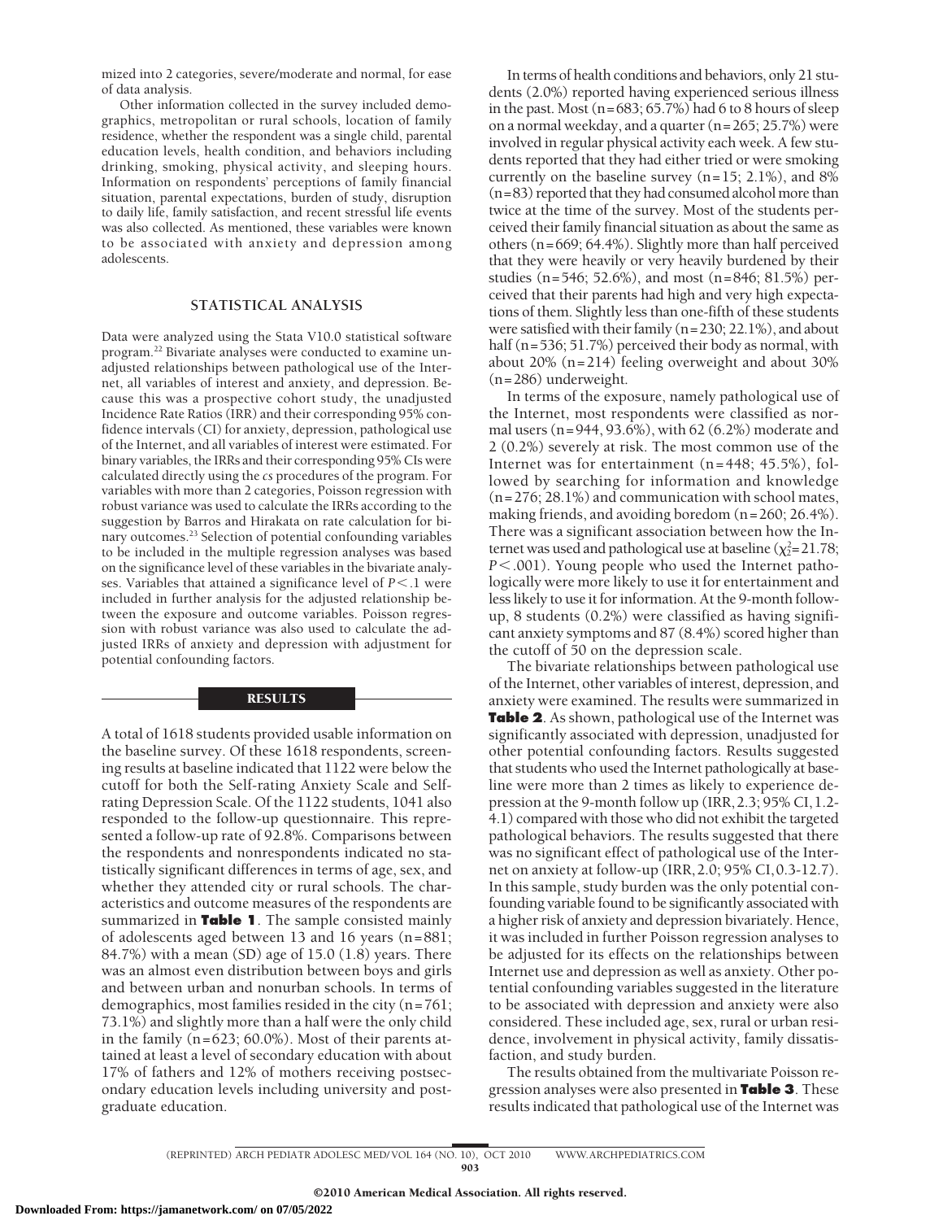mized into 2 categories, severe/moderate and normal, for ease of data analysis.

Other information collected in the survey included demographics, metropolitan or rural schools, location of family residence, whether the respondent was a single child, parental education levels, health condition, and behaviors including drinking, smoking, physical activity, and sleeping hours. Information on respondents' perceptions of family financial situation, parental expectations, burden of study, disruption to daily life, family satisfaction, and recent stressful life events was also collected. As mentioned, these variables were known to be associated with anxiety and depression among adolescents.

## STATISTICAL ANALYSIS

Data were analyzed using the Stata V10.0 statistical software program.[22] Bivariate analyses were conducted to examine unadjusted relationships between pathological use of the Internet, all variables of interest and anxiety, and depression. Because this was a prospective cohort study, the unadjusted Incidence Rate Ratios (IRR) and their corresponding 95% confidence intervals (CI) for anxiety, depression, pathological use of the Internet, and all variables of interest were estimated. For binary variables, the IRRs and their corresponding 95% CIs were calculated directly using the *cs* procedures of the program. For variables with more than 2 categories, Poisson regression with robust variance was used to calculate the IRRs according to the suggestion by Barros and Hirakata on rate calculation for binary outcomes.[23] Selection of potential confounding variables to be included in the multiple regression analyses was based on the significance level of these variables in the bivariate analyses. Variables that attained a significance level of $P<.1$ were included in further analysis for the adjusted relationship between the exposure and outcome variables. Poisson regression with robust variance was also used to calculate the adjusted IRRs of anxiety and depression with adjustment for potential confounding factors.

## RESULTS

A total of 1618 students provided usable information on the baseline survey. Of these 1618 respondents, screening results at baseline indicated that 1122 were below the cutoff for both the Self-rating Anxiety Scale and Self-rating Depression Scale. Of the 1122 students, 1041 also responded to the follow-up questionnaire. This represented a follow-up rate of 92.8%. Comparisons between the respondents and nonrespondents indicated no statistically significant differences in terms of age, sex, and whether they attended city or rural schools. The characteristics and outcome measures of the respondents are summarized in **Table 1**. The sample consisted mainly of adolescents aged between 13 and 16 years (n=881; 84.7%) with a mean (SD) age of 15.0 (1.8) years. There was an almost even distribution between boys and girls and between urban and nonurban schools. In terms of demographics, most families resided in the city (n=761; 73.1%) and slightly more than a half were the only child in the family (n=623; 60.0%). Most of their parents attained at least a level of secondary education with about 17% of fathers and 12% of mothers receiving postsecondary education levels including university and postgraduate education.

In terms of health conditions and behaviors, only 21 students (2.0%) reported having experienced serious illness in the past. Most (n=683; 65.7%) had 6 to 8 hours of sleep on a normal weekday, and a quarter (n=265; 25.7%) were involved in regular physical activity each week. A few students reported that they had either tried or were smoking currently on the baseline survey (n=15; 2.1%), and 8% (n=83) reported that they had consumed alcohol more than twice at the time of the survey. Most of the students perceived their family financial situation as about the same as others (n=669; 64.4%). Slightly more than half perceived that they were heavily or very heavily burdened by their studies (n=546; 52.6%), and most (n=846; 81.5%) perceived that their parents had high and very high expectations of them. Slightly less than one-fifth of these students were satisfied with their family (n=230; 22.1%), and about half (n=536; 51.7%) perceived their body as normal, with about 20% (n=214) feeling overweight and about 30% (n=286) underweight.

In terms of the exposure, namely pathological use of the Internet, most respondents were classified as normal users (n=944, 93.6%), with 62 (6.2%) moderate and 2 (0.2%) severely at risk. The most common use of the Internet was for entertainment (n=448; 45.5%), followed by searching for information and knowledge (n=276; 28.1%) and communication with school mates, making friends, and avoiding boredom (n=260; 26.4%). There was a significant association between how the Internet was used and pathological use at baseline ($\chi^2_2$=21.78; $P<.001$). Young people who used the Internet pathologically were more likely to use it for entertainment and less likely to use it for information. At the 9-month follow-up, 8 students (0.2%) were classified as having significant anxiety symptoms and 87 (8.4%) scored higher than the cutoff of 50 on the depression scale.

The bivariate relationships between pathological use of the Internet, other variables of interest, depression, and anxiety were examined. The results were summarized in **Table 2**. As shown, pathological use of the Internet was significantly associated with depression, unadjusted for other potential confounding factors. Results suggested that students who used the Internet pathologically at baseline were more than 2 times as likely to experience depression at the 9-month follow up (IRR, 2.3; 95% CI, 1.2-4.1) compared with those who did not exhibit the targeted pathological behaviors. The results suggested that there was no significant effect of pathological use of the Internet on anxiety at follow-up (IRR, 2.0; 95% CI, 0.3-12.7). In this sample, study burden was the only potential confounding variable found to be significantly associated with a higher risk of anxiety and depression bivariately. Hence, it was included in further Poisson regression analyses to be adjusted for its effects on the relationships between Internet use and depression as well as anxiety. Other potential confounding variables suggested in the literature to be associated with depression and anxiety were also considered. These included age, sex, rural or urban residence, involvement in physical activity, family dissatisfaction, and study burden.

The results obtained from the multivariate Poisson regression analyses were also presented in **Table 3**. These results indicated that pathological use of the Internet was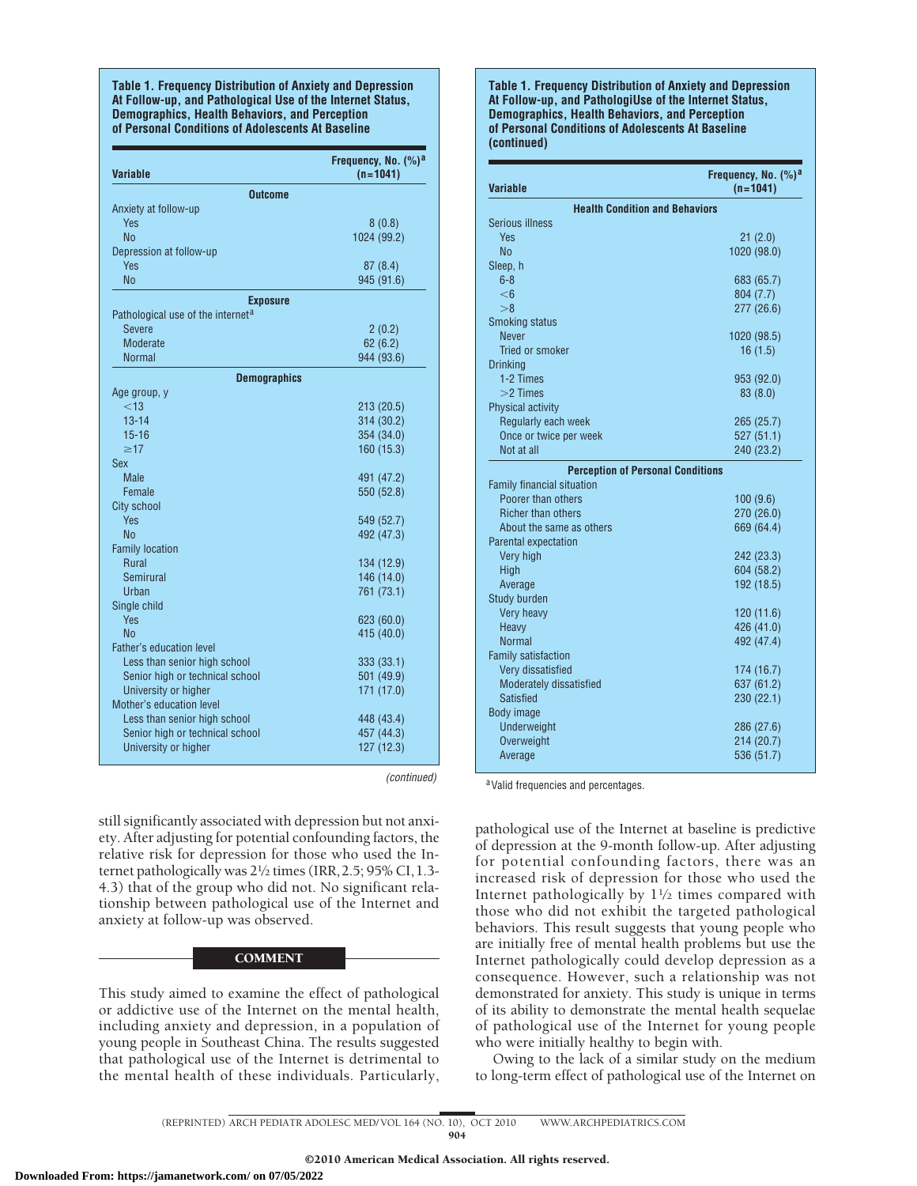**Table 1. Frequency Distribution of Anxiety and Depression At Follow-up, and Pathological Use of the Internet Status, Demographics, Health Behaviors, and Perception of Personal Conditions of Adolescents At Baseline**

| Variable | Frequency, No. (%)[a] (n=1041) |
|---|---|
| **Outcome** | |
| Anxiety at follow-up | |
| Yes | 8 (0.8) |
| No | 1024 (99.2) |
| Depression at follow-up | |
| Yes | 87 (8.4) |
| No | 945 (91.6) |
| **Exposure** | |
| Pathological use of the internet[a] | |
| Severe | 2 (0.2) |
| Moderate | 62 (6.2) |
| Normal | 944 (93.6) |
| **Demographics** | |
| Age group, y | |
| <13 | 213 (20.5) |
| 13-14 | 314 (30.2) |
| 15-16 | 354 (34.0) |
| ≥17 | 160 (15.3) |
| Sex | |
| Male | 491 (47.2) |
| Female | 550 (52.8) |
| City school | |
| Yes | 549 (52.7) |
| No | 492 (47.3) |
| Family location | |
| Rural | 134 (12.9) |
| Semirural | 146 (14.0) |
| Urban | 761 (73.1) |
| Single child | |
| Yes | 623 (60.0) |
| No | 415 (40.0) |
| Father's education level | |
| Less than senior high school | 333 (33.1) |
| Senior high or technical school | 501 (49.9) |
| University or higher | 171 (17.0) |
| Mother's education level | |
| Less than senior high school | 448 (43.4) |
| Senior high or technical school | 457 (44.3) |
| University or higher | 127 (12.3) |
| **Health Condition and Behaviors** | |
| Serious illness | |
| Yes | 21 (2.0) |
| No | 1020 (98.0) |
| Sleep, h | |
| 6-8 | 683 (65.7) |
| <6 | 804 (7.7) |
| >8 | 277 (26.6) |
| Smoking status | |
| Never | 1020 (98.5) |
| Tried or smoker | 16 (1.5) |
| Drinking | |
| 1-2 Times | 953 (92.0) |
| >2 Times | 83 (8.0) |
| Physical activity | |
| Regularly each week | 265 (25.7) |
| Once or twice per week | 527 (51.1) |
| Not at all | 240 (23.2) |
| **Perception of Personal Conditions** | |
| Family financial situation | |
| Poorer than others | 100 (9.6) |
| Richer than others | 270 (26.0) |
| About the same as others | 669 (64.4) |
| Parental expectation | |
| Very high | 242 (23.3) |
| High | 604 (58.2) |
| Average | 192 (18.5) |
| Study burden | |
| Very heavy | 120 (11.6) |
| Heavy | 426 (41.0) |
| Normal | 492 (47.4) |
| Family satisfaction | |
| Very dissatisfied | 174 (16.7) |
| Moderately dissatisfied | 637 (61.2) |
| Satisfied | 230 (22.1) |
| Body image | |
| Underweight | 286 (27.6) |
| Overweight | 214 (20.7) |
| Average | 536 (51.7) |

[a]Valid frequencies and percentages.

still significantly associated with depression but not anxiety. After adjusting for potential confounding factors, the relative risk for depression for those who used the Internet pathologically was 2½ times (IRR, 2.5; 95% CI, 1.3-4.3) that of the group who did not. No significant relationship between pathological use of the Internet and anxiety at follow-up was observed.

## COMMENT

This study aimed to examine the effect of pathological or addictive use of the Internet on the mental health, including anxiety and depression, in a population of young people in Southeast China. The results suggested that pathological use of the Internet is detrimental to the mental health of these individuals. Particularly, pathological use of the Internet at baseline is predictive of depression at the 9-month follow-up. After adjusting for potential confounding factors, there was an increased risk of depression for those who used the Internet pathologically by 1½ times compared with those who did not exhibit the targeted pathological behaviors. This result suggests that young people who are initially free of mental health problems but use the Internet pathologically could develop depression as a consequence. However, such a relationship was not demonstrated for anxiety. This study is unique in terms of its ability to demonstrate the mental health sequelae of pathological use of the Internet for young people who were initially healthy to begin with.

Owing to the lack of a similar study on the medium to long-term effect of pathological use of the Internet on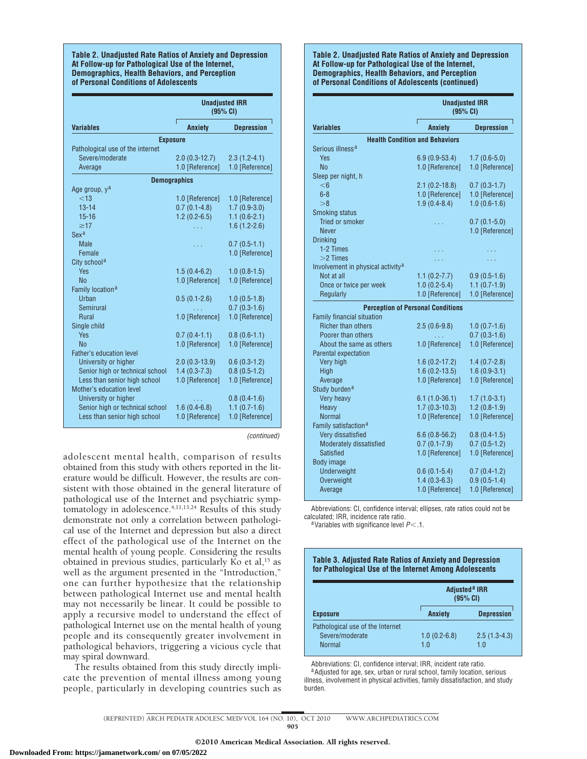**Table 2. Unadjusted Rate Ratios of Anxiety and Depression At Follow-up for Pathological Use of the Internet, Demographics, Health Behaviors, and Perception of Personal Conditions of Adolescents**

| Variables | Unadjusted IRR (95% CI) | |
|---|---|---|
| | Anxiety | Depression |
| **Exposure** | | |
| Pathological use of the internet | | |
| Severe/moderate | 2.0 (0.3-12.7) | 2.3 (1.2-4.1) |
| Average | 1.0 [Reference] | 1.0 [Reference] |
| **Demographics** | | |
| Age group, y[a] | | |
| <13 | 1.0 [Reference] | 1.0 [Reference] |
| 13-14 | 0.7 (0.1-4.8) | 1.7 (0.9-3.0) |
| 15-16 | 1.2 (0.2-6.5) | 1.1 (0.6-2.1) |
| ≥17 | . . . | 1.6 (1.2-2.6) |
| Sex[a] | | |
| Male | . . . | 0.7 (0.5-1.1) |
| Female | | 1.0 [Reference] |
| City school[a] | | |
| Yes | 1.5 (0.4-6.2) | 1.0 (0.8-1.5) |
| No | 1.0 [Reference] | 1.0 [Reference] |
| Family location[a] | | |
| Urban | 0.5 (0.1-2.6) | 1.0 (0.5-1.8) |
| Semirural | . . . | 0.7 (0.3-1.6) |
| Rural | 1.0 [Reference] | 1.0 [Reference] |
| Single child | | |
| Yes | 0.7 (0.4-1.1) | 0.8 (0.6-1.1) |
| No | 1.0 [Reference] | 1.0 [Reference] |
| Father's education level | | |
| University or higher | 2.0 (0.3-13.9) | 0.6 (0.3-1.2) |
| Senior high or technical school | 1.4 (0.3-7.3) | 0.8 (0.5-1.2) |
| Less than senior high school | 1.0 [Reference] | 1.0 [Reference] |
| Mother's education level | | |
| University or higher | . . . | 0.8 (0.4-1.6) |
| Senior high or technical school | 1.6 (0.4-6.8) | 1.1 (0.7-1.6) |
| Less than senior high school | 1.0 [Reference] | 1.0 [Reference] |
| **Health Condition and Behaviors** | | |
| Serious illness[a] | | |
| Yes | 6.9 (0.9-53.4) | 1.7 (0.6-5.0) |
| No | 1.0 [Reference] | 1.0 [Reference] |
| Sleep per night, h | | |
| <6 | 2.1 (0.2-18.8) | 0.7 (0.3-1.7) |
| 6-8 | 1.0 [Reference] | 1.0 [Reference] |
| >8 | 1.9 (0.4-8.4) | 1.0 (0.6-1.6) |
| Smoking status | | |
| Tried or smoker | . . . | 0.7 (0.1-5.0) |
| Never | | 1.0 [Reference] |
| Drinking | | |
| 1-2 Times | . . . | . . . |
| >2 Times | . . . | . . . |
| Involvement in physical activity[a] | | |
| Not at all | 1.1 (0.2-7.7) | 0.9 (0.5-1.6) |
| Once or twice per week | 1.0 (0.2-5.4) | 1.1 (0.7-1.9) |
| Regularly | 1.0 [Reference] | 1.0 [Reference] |
| **Perception of Personal Conditions** | | |
| Family financial situation | | |
| Richer than others | 2.5 (0.6-9.8) | 1.0 (0.7-1.6) |
| Poorer than others | . . . | 0.7 (0.3-1.6) |
| About the same as others | 1.0 [Reference] | 1.0 [Reference] |
| Parental expectation | | |
| Very high | 1.6 (0.2-17.2) | 1.4 (0.7-2.8) |
| High | 1.6 (0.2-13.5) | 1.6 (0.9-3.1) |
| Average | 1.0 [Reference] | 1.0 [Reference] |
| Study burden[a] | | |
| Very heavy | 6.1 (1.0-36.1) | 1.7 (1.0-3.1) |
| Heavy | 1.7 (0.3-10.3) | 1.2 (0.8-1.9) |
| Normal | 1.0 [Reference] | 1.0 [Reference] |
| Family satisfaction[a] | | |
| Very dissatisfied | 6.6 (0.8-56.2) | 0.8 (0.4-1.5) |
| Moderately dissatisfied | 0.7 (0.1-7.9) | 0.7 (0.5-1.2) |
| Satisfied | 1.0 [Reference] | 1.0 [Reference] |
| Body image | | |
| Underweight | 0.6 (0.1-5.4) | 0.7 (0.4-1.2) |
| Overweight | 1.4 (0.3-6.3) | 0.9 (0.5-1.4) |
| Average | 1.0 [Reference] | 1.0 [Reference] |

Abbreviations: CI, confidence interval; ellipses, rate ratios could not be calculated; IRR, incidence rate ratio.
[a]Variables with significance level $P < .1$.

adolescent mental health, comparison of results obtained from this study with others reported in the literature would be difficult. However, the results are consistent with those obtained in the general literature of pathological use of the Internet and psychiatric symptomatology in adolescence.[4,11,13,24] Results of this study demonstrate not only a correlation between pathological use of the Internet and depression but also a direct effect of the pathological use of the Internet on the mental health of young people. Considering the results obtained in previous studies, particularly Ko et al,[15] as well as the argument presented in the "Introduction," one can further hypothesize that the relationship between pathological Internet use and mental health may not necessarily be linear. It could be possible to apply a recursive model to understand the effect of pathological Internet use on the mental health of young people and its consequently greater involvement in pathological behaviors, triggering a vicious cycle that may spiral downward.

The results obtained from this study directly implicate the prevention of mental illness among young people, particularly in developing countries such as

**Table 3. Adjusted Rate Ratios of Anxiety and Depression for Pathological Use of the Internet Among Adolescents**

| Exposure | Adjusted[a] IRR (95% CI) | |
|---|---|---|
| | Anxiety | Depression |
| Pathological use of the Internet | | |
| Severe/moderate | 1.0 (0.2-6.8) | 2.5 (1.3-4.3) |
| Normal | 1.0 | 1.0 |

Abbreviations: CI, confidence interval; IRR, incident rate ratio.
[a]Adjusted for age, sex, urban or rural school, family location, serious illness, involvement in physical activities, family dissatisfaction, and study burden.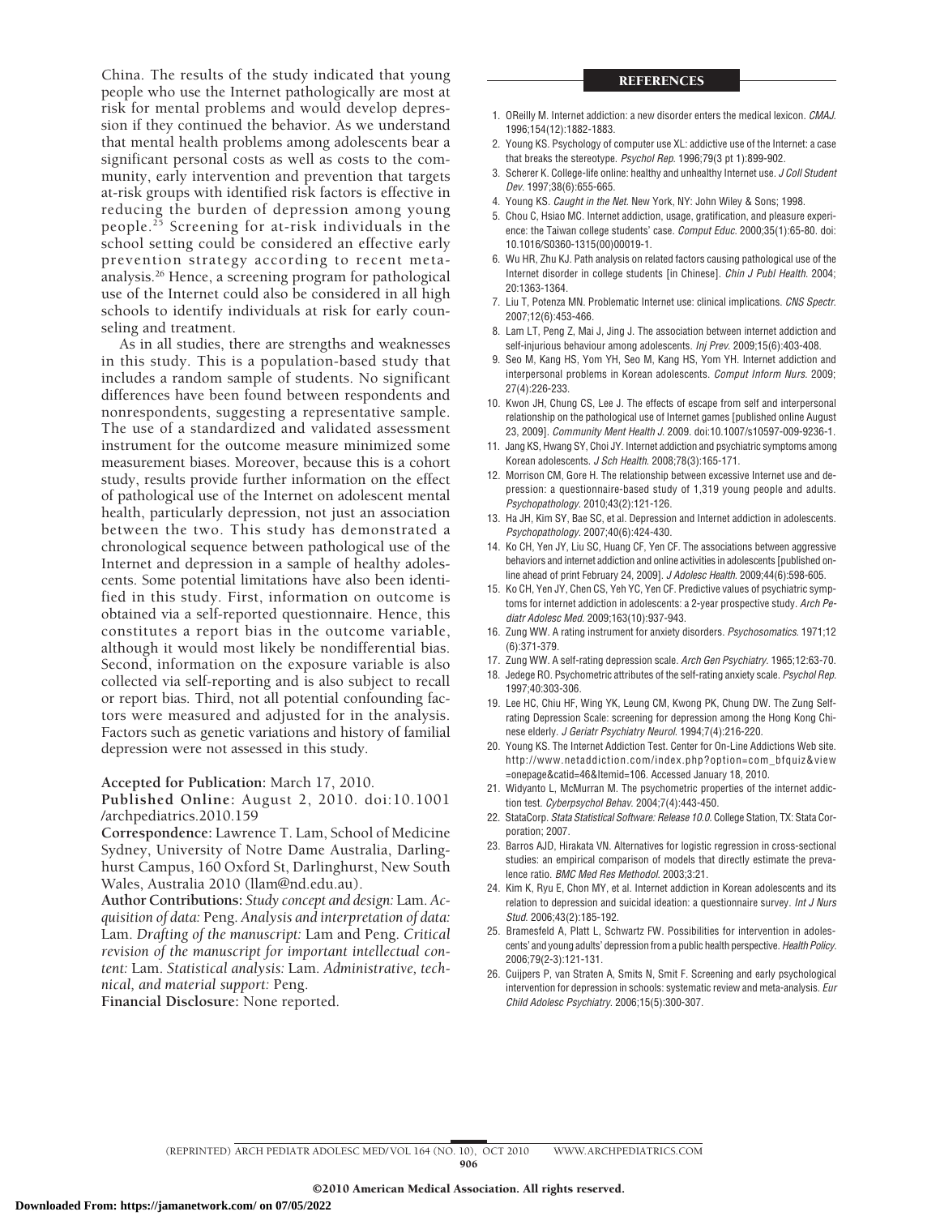China. The results of the study indicated that young people who use the Internet pathologically are most at risk for mental problems and would develop depression if they continued the behavior. As we understand that mental health problems among adolescents bear a significant personal costs as well as costs to the community, early intervention and prevention that targets at-risk groups with identified risk factors is effective in reducing the burden of depression among young people.[25] Screening for at-risk individuals in the school setting could be considered an effective early prevention strategy according to recent meta-analysis.[26] Hence, a screening program for pathological use of the Internet could also be considered in all high schools to identify individuals at risk for early counseling and treatment.

As in all studies, there are strengths and weaknesses in this study. This is a population-based study that includes a random sample of students. No significant differences have been found between respondents and nonrespondents, suggesting a representative sample. The use of a standardized and validated assessment instrument for the outcome measure minimized some measurement biases. Moreover, because this is a cohort study, results provide further information on the effect of pathological use of the Internet on adolescent mental health, particularly depression, not just an association between the two. This study has demonstrated a chronological sequence between pathological use of the Internet and depression in a sample of healthy adolescents. Some potential limitations have also been identified in this study. First, information on outcome is obtained via a self-reported questionnaire. Hence, this constitutes a report bias in the outcome variable, although it would most likely be nondifferential bias. Second, information on the exposure variable is also collected via self-reporting and is also subject to recall or report bias. Third, not all potential confounding factors were measured and adjusted for in the analysis. Factors such as genetic variations and history of familial depression were not assessed in this study.

**Accepted for Publication:** March 17, 2010.

**Published Online:** August 2, 2010. doi:10.1001/archpediatrics.2010.159

**Correspondence:** Lawrence T. Lam, School of Medicine Sydney, University of Notre Dame Australia, Darlinghurst Campus, 160 Oxford St, Darlinghurst, New South Wales, Australia 2010 (llam@nd.edu.au).

**Author Contributions:** *Study concept and design:* Lam. *Acquisition of data:* Peng. *Analysis and interpretation of data:* Lam. *Drafting of the manuscript:* Lam and Peng. *Critical revision of the manuscript for important intellectual content:* Lam. *Statistical analysis:* Lam. *Administrative, technical, and material support:* Peng.

**Financial Disclosure:** None reported.

## REFERENCES

1. OReilly M. Internet addiction: a new disorder enters the medical lexicon. *CMAJ.* 1996;154(12):1882-1883.
2. Young KS. Psychology of computer use XL: addictive use of the Internet: a case that breaks the stereotype. *Psychol Rep.* 1996;79(3 pt 1):899-902.
3. Scherer K. College-life online: healthy and unhealthy Internet use. *J Coll Student Dev.* 1997;38(6):655-665.
4. Young KS. *Caught in the Net.* New York, NY: John Wiley & Sons; 1998.
5. Chou C, Hsiao MC. Internet addiction, usage, gratification, and pleasure experience: the Taiwan college students' case. *Comput Educ.* 2000;35(1):65-80. doi:10.1016/S0360-1315(00)00019-1.
6. Wu HR, Zhu KJ. Path analysis on related factors causing pathological use of the Internet disorder in college students [in Chinese]. *Chin J Publ Health.* 2004;20:1363-1364.
7. Liu T, Potenza MN. Problematic Internet use: clinical implications. *CNS Spectr.* 2007;12(6):453-466.
8. Lam LT, Peng Z, Mai J, Jing J. The association between internet addiction and self-injurious behaviour among adolescents. *Inj Prev.* 2009;15(6):403-408.
9. Seo M, Kang HS, Yom YH, Seo M, Kang HS, Yom YH. Internet addiction and interpersonal problems in Korean adolescents. *Comput Inform Nurs.* 2009;27(4):226-233.
10. Kwon JH, Chung CS, Lee J. The effects of escape from self and interpersonal relationship on the pathological use of Internet games [published online August 23, 2009]. *Community Ment Health J.* 2009. doi:10.1007/s10597-009-9236-1.
11. Jang KS, Hwang SY, Choi JY. Internet addiction and psychiatric symptoms among Korean adolescents. *J Sch Health.* 2008;78(3):165-171.
12. Morrison CM, Gore H. The relationship between excessive Internet use and depression: a questionnaire-based study of 1,319 young people and adults. *Psychopathology.* 2010;43(2):121-126.
13. Ha JH, Kim SY, Bae SC, et al. Depression and Internet addiction in adolescents. *Psychopathology.* 2007;40(6):424-430.
14. Ko CH, Yen JY, Liu SC, Huang CF, Yen CF. The associations between aggressive behaviors and internet addiction and online activities in adolescents [published online ahead of print February 24, 2009]. *J Adolesc Health.* 2009;44(6):598-605.
15. Ko CH, Yen JY, Chen CS, Yeh YC, Yen CF. Predictive values of psychiatric symptoms for internet addiction in adolescents: a 2-year prospective study. *Arch Pediatr Adolesc Med.* 2009;163(10):937-943.
16. Zung WW. A rating instrument for anxiety disorders. *Psychosomatics.* 1971;12(6):371-379.
17. Zung WW. A self-rating depression scale. *Arch Gen Psychiatry.* 1965;12:63-70.
18. Jedege RO. Psychometric attributes of the self-rating anxiety scale. *Psychol Rep.* 1997;40:303-306.
19. Lee HC, Chiu HF, Wing YK, Leung CM, Kwong PK, Chung DW. The Zung Self-rating Depression Scale: screening for depression among the Hong Kong Chinese elderly. *J Geriatr Psychiatry Neurol.* 1994;7(4):216-220.
20. Young KS. The Internet Addiction Test. Center for On-Line Addictions Web site. http://www.netaddiction.com/index.php?option=com_bfquiz&view=onepage&catid=46&Itemid=106. Accessed January 18, 2010.
21. Widyanto L, McMurran M. The psychometric properties of the internet addiction test. *Cyberpsychol Behav.* 2004;7(4):443-450.
22. StataCorp. *Stata Statistical Software: Release 10.0.* College Station, TX: Stata Corporation; 2007.
23. Barros AJD, Hirakata VN. Alternatives for logistic regression in cross-sectional studies: an empirical comparison of models that directly estimate the prevalence ratio. *BMC Med Res Methodol.* 2003;3:21.
24. Kim K, Ryu E, Chon MY, et al. Internet addiction in Korean adolescents and its relation to depression and suicidal ideation: a questionnaire survey. *Int J Nurs Stud.* 2006;43(2):185-192.
25. Bramesfeld A, Platt L, Schwartz FW. Possibilities for intervention in adolescents' and young adults' depression from a public health perspective. *Health Policy.* 2006;79(2-3):121-131.
26. Cuijpers P, van Straten A, Smits N, Smit F. Screening and early psychological intervention for depression in schools: systematic review and meta-analysis. *Eur Child Adolesc Psychiatry.* 2006;15(5):300-307.